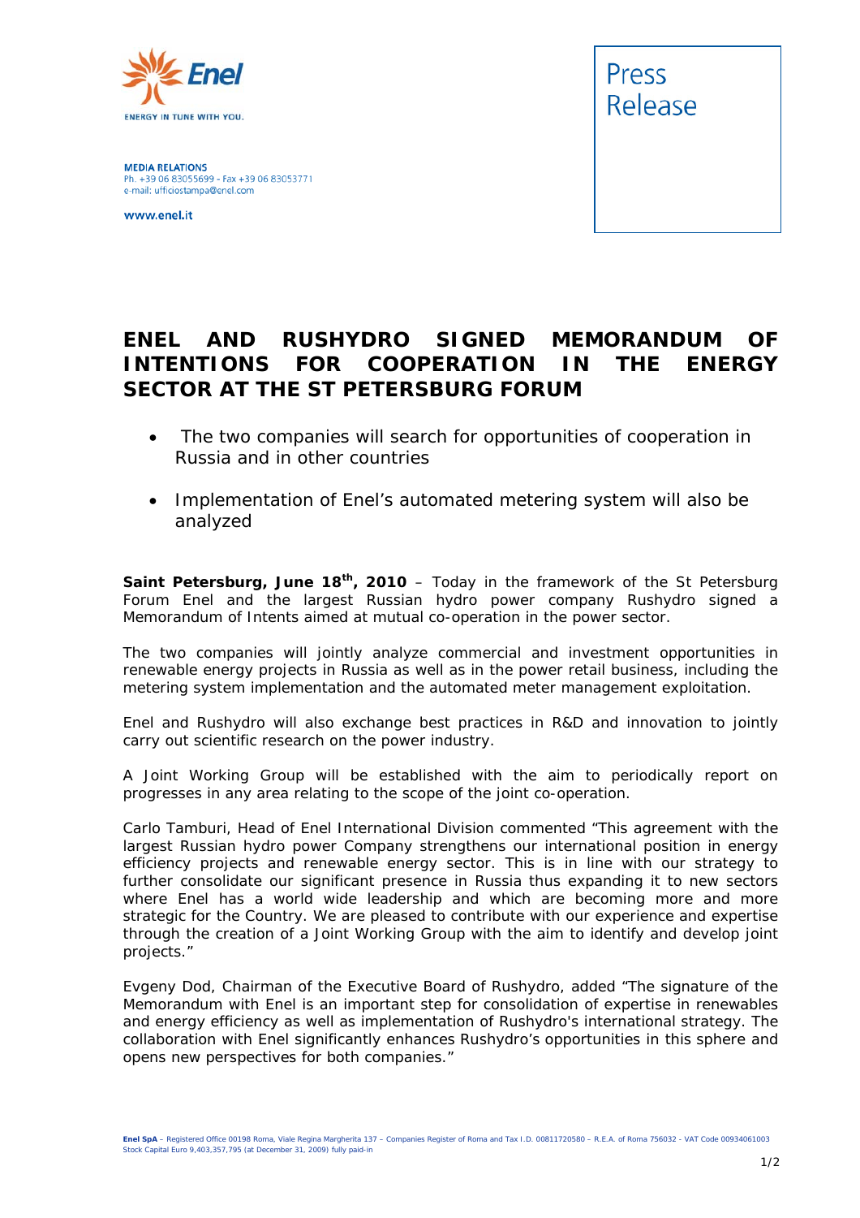MEDIA RELATIONS
Ph. +39 06 83055699 - Fax +39 06 83053771
e-mail: ufficiostampa@enel.com

www.enel.it

Press Release

# ENEL AND RUSHYDRO SIGNED MEMORANDUM OF INTENTIONS FOR COOPERATION IN THE ENERGY SECTOR AT THE ST PETERSBURG FORUM

- The two companies will search for opportunities of cooperation in Russia and in other countries
- Implementation of Enel's automated metering system will also be analyzed

**Saint Petersburg, June 18th, 2010** – Today in the framework of the St Petersburg Forum Enel and the largest Russian hydro power company Rushydro signed a Memorandum of Intents aimed at mutual co-operation in the power sector.

The two companies will jointly analyze commercial and investment opportunities in renewable energy projects in Russia as well as in the power retail business, including the metering system implementation and the automated meter management exploitation.

Enel and Rushydro will also exchange best practices in R&D and innovation to jointly carry out scientific research on the power industry.

A Joint Working Group will be established with the aim to periodically report on progresses in any area relating to the scope of the joint co-operation.

Carlo Tamburi, Head of Enel International Division commented "This agreement with the largest Russian hydro power Company strengthens our international position in energy efficiency projects and renewable energy sector. This is in line with our strategy to further consolidate our significant presence in Russia thus expanding it to new sectors where Enel has a world wide leadership and which are becoming more and more strategic for the Country. We are pleased to contribute with our experience and expertise through the creation of a Joint Working Group with the aim to identify and develop joint projects."

Evgeny Dod, Chairman of the Executive Board of Rushydro, added "The signature of the Memorandum with Enel is an important step for consolidation of expertise in renewables and energy efficiency as well as implementation of Rushydro's international strategy. The collaboration with Enel significantly enhances Rushydro's opportunities in this sphere and opens new perspectives for both companies."

**Enel SpA** – Registered Office 00198 Roma, Viale Regina Margherita 137 – Companies Register of Roma and Tax I.D. 00811720580 – R.E.A. of Roma 756032 - VAT Code 00934061003
Stock Capital Euro 9,403,357,795 (at December 31, 2009) fully paid-in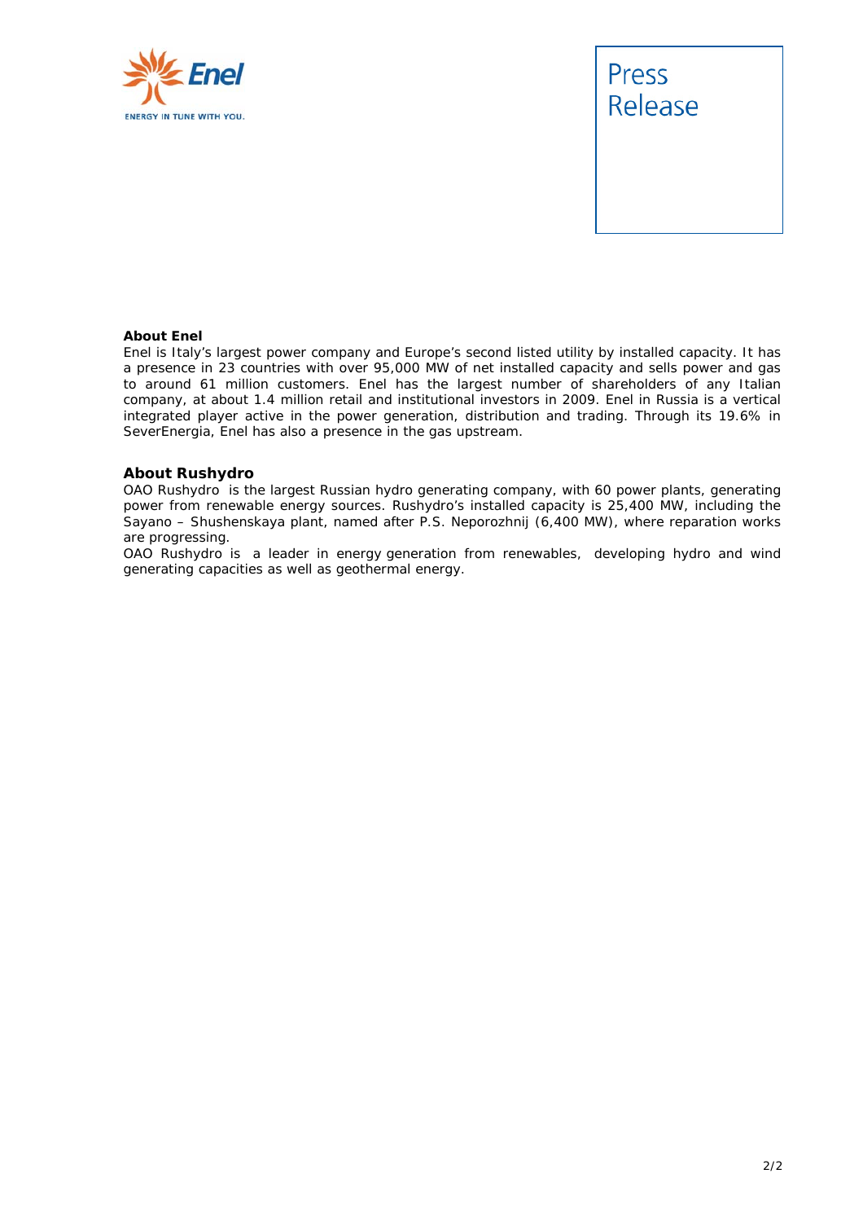**About Enel**

Enel is Italy's largest power company and Europe's second listed utility by installed capacity. It has a presence in 23 countries with over 95,000 MW of net installed capacity and sells power and gas to around 61 million customers. Enel has the largest number of shareholders of any Italian company, at about 1.4 million retail and institutional investors in 2009. Enel in Russia is a vertical integrated player active in the power generation, distribution and trading. Through its 19.6% in SeverEnergia, Enel has also a presence in the gas upstream.

**About Rushydro**

OAO Rushydro is the largest Russian hydro generating company, with 60 power plants, generating power from renewable energy sources. Rushydro's installed capacity is 25,400 MW, including the Sayano – Shushenskaya plant, named after P.S. Neporozhnij (6,400 MW), where reparation works are progressing.

OAO Rushydro is a leader in energy generation from renewables, developing hydro and wind generating capacities as well as geothermal energy.